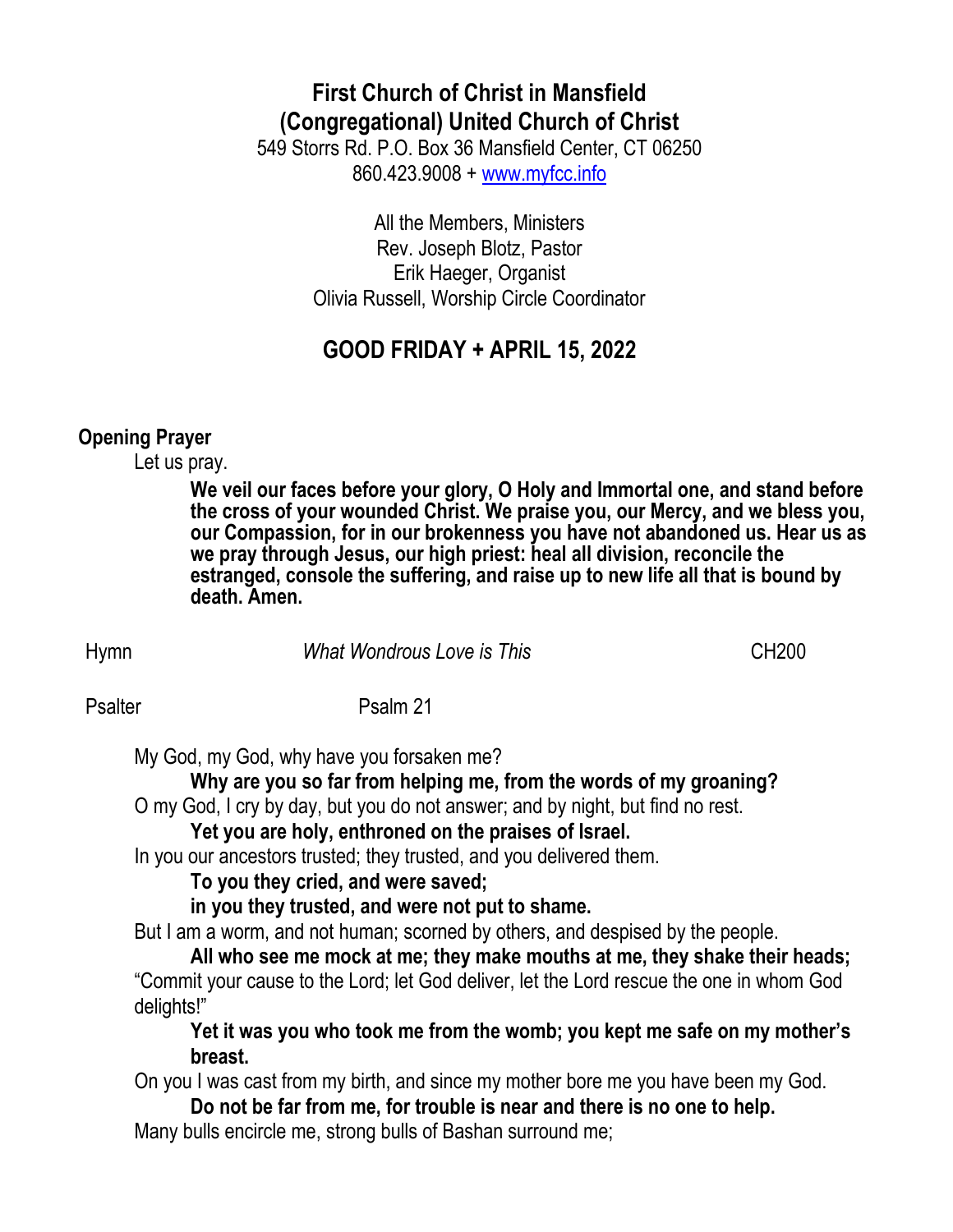# First Church of Christ in Mansfield
# (Congregational) United Church of Christ

549 Storrs Rd. P.O. Box 36 Mansfield Center, CT 06250
860.423.9008 + [www.myfcc.info](http://www.myfcc.info)

All the Members, Ministers
Rev. Joseph Blotz, Pastor
Erik Haeger, Organist
Olivia Russell, Worship Circle Coordinator

## GOOD FRIDAY + APRIL 15, 2022

**Opening Prayer**

Let us pray.

**We veil our faces before your glory, O Holy and Immortal one, and stand before the cross of your wounded Christ. We praise you, our Mercy, and we bless you, our Compassion, for in our brokenness you have not abandoned us. Hear us as we pray through Jesus, our high priest: heal all division, reconcile the estranged, console the suffering, and raise up to new life all that is bound by death. Amen.**

Hymn *What Wondrous Love is This* CH200

Psalter Psalm 21

My God, my God, why have you forsaken me?

**Why are you so far from helping me, from the words of my groaning?**

O my God, I cry by day, but you do not answer; and by night, but find no rest.

**Yet you are holy, enthroned on the praises of Israel.**

In you our ancestors trusted; they trusted, and you delivered them.

**To you they cried, and were saved;**
**in you they trusted, and were not put to shame.**

But I am a worm, and not human; scorned by others, and despised by the people.

**All who see me mock at me; they make mouths at me, they shake their heads;**

"Commit your cause to the Lord; let God deliver, let the Lord rescue the one in whom God delights!"

**Yet it was you who took me from the womb; you kept me safe on my mother's breast.**

On you I was cast from my birth, and since my mother bore me you have been my God.

**Do not be far from me, for trouble is near and there is no one to help.**

Many bulls encircle me, strong bulls of Bashan surround me;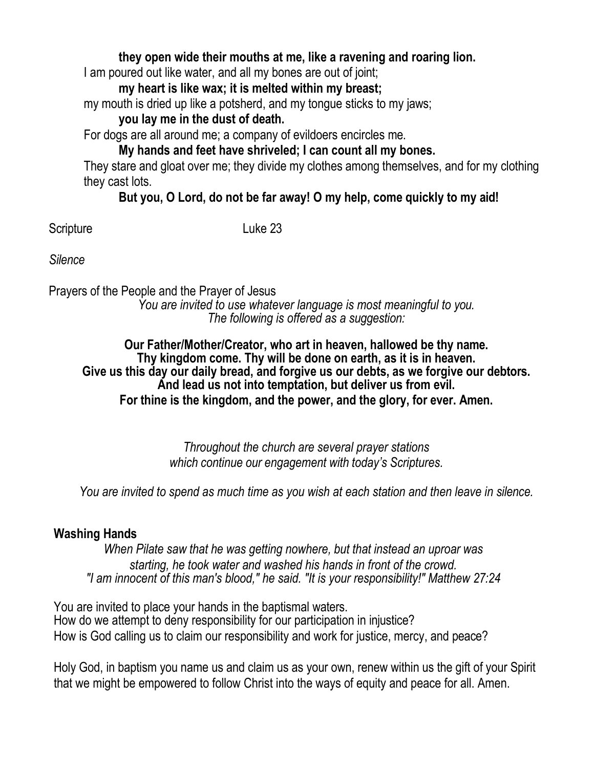**they open wide their mouths at me, like a ravening and roaring lion.**

I am poured out like water, and all my bones are out of joint;

**my heart is like wax; it is melted within my breast;**

my mouth is dried up like a potsherd, and my tongue sticks to my jaws;

**you lay me in the dust of death.**

For dogs are all around me; a company of evildoers encircles me.

**My hands and feet have shriveled; I can count all my bones.**

They stare and gloat over me; they divide my clothes among themselves, and for my clothing they cast lots.

**But you, O Lord, do not be far away! O my help, come quickly to my aid!**

Scripture Luke 23

*Silence*

Prayers of the People and the Prayer of Jesus

*You are invited to use whatever language is most meaningful to you.*
*The following is offered as a suggestion:*

**Our Father/Mother/Creator, who art in heaven, hallowed be thy name.**
**Thy kingdom come. Thy will be done on earth, as it is in heaven.**
**Give us this day our daily bread, and forgive us our debts, as we forgive our debtors.**
**And lead us not into temptation, but deliver us from evil.**
**For thine is the kingdom, and the power, and the glory, for ever. Amen.**

*Throughout the church are several prayer stations*
*which continue our engagement with today's Scriptures.*

*You are invited to spend as much time as you wish at each station and then leave in silence.*

**Washing Hands**

*When Pilate saw that he was getting nowhere, but that instead an uproar was starting, he took water and washed his hands in front of the crowd.*
*"I am innocent of this man's blood," he said. "It is your responsibility!" Matthew 27:24*

You are invited to place your hands in the baptismal waters.
How do we attempt to deny responsibility for our participation in injustice?
How is God calling us to claim our responsibility and work for justice, mercy, and peace?

Holy God, in baptism you name us and claim us as your own, renew within us the gift of your Spirit that we might be empowered to follow Christ into the ways of equity and peace for all. Amen.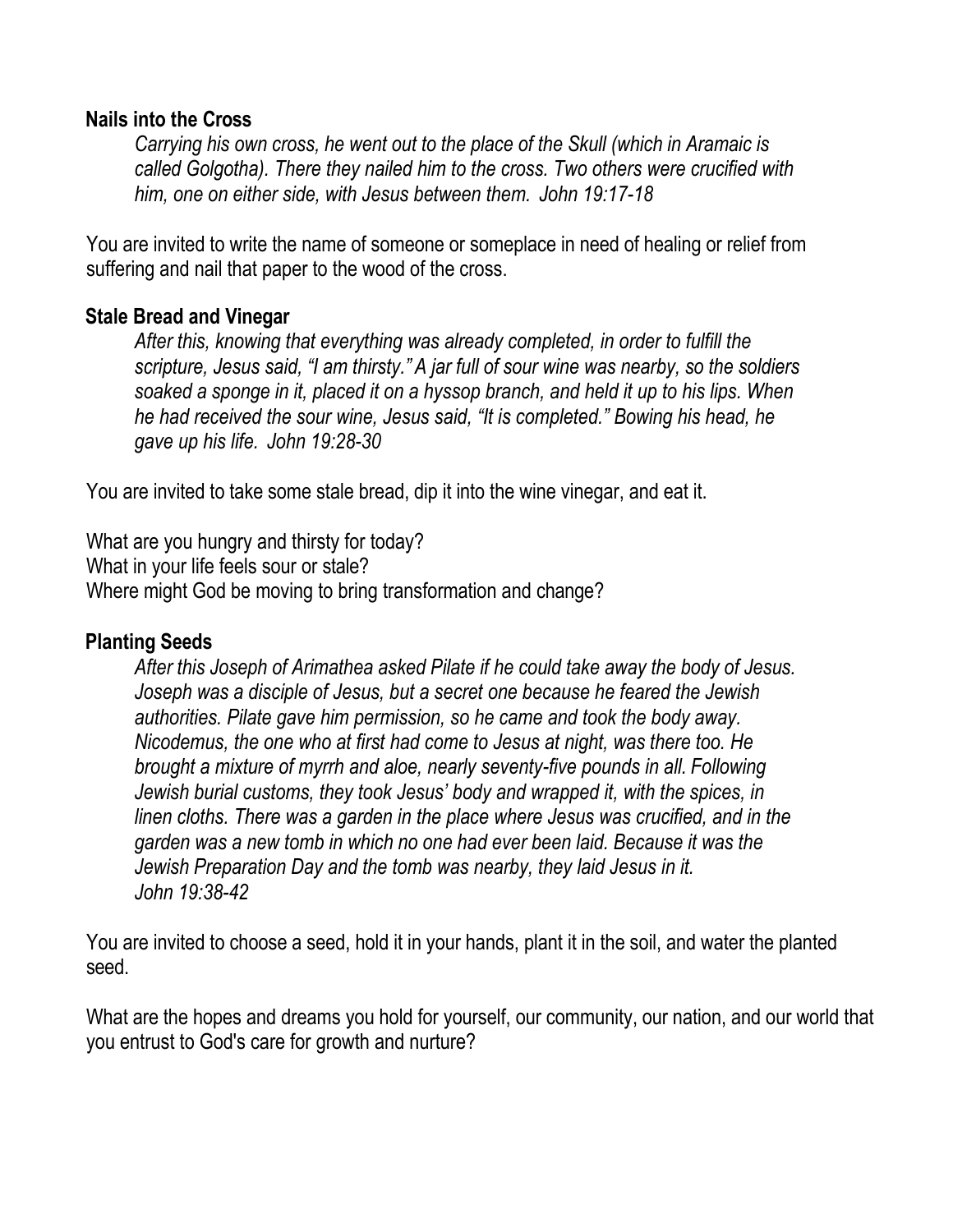### Nails into the Cross

> *Carrying his own cross, he went out to the place of the Skull (which in Aramaic is called Golgotha). There they nailed him to the cross. Two others were crucified with him, one on either side, with Jesus between them. John 19:17-18*

You are invited to write the name of someone or someplace in need of healing or relief from suffering and nail that paper to the wood of the cross.

### Stale Bread and Vinegar

> *After this, knowing that everything was already completed, in order to fulfill the scripture, Jesus said, "I am thirsty." A jar full of sour wine was nearby, so the soldiers soaked a sponge in it, placed it on a hyssop branch, and held it up to his lips. When he had received the sour wine, Jesus said, "It is completed." Bowing his head, he gave up his life. John 19:28-30*

You are invited to take some stale bread, dip it into the wine vinegar, and eat it.

What are you hungry and thirsty for today?
What in your life feels sour or stale?
Where might God be moving to bring transformation and change?

### Planting Seeds

> *After this Joseph of Arimathea asked Pilate if he could take away the body of Jesus. Joseph was a disciple of Jesus, but a secret one because he feared the Jewish authorities. Pilate gave him permission, so he came and took the body away. Nicodemus, the one who at first had come to Jesus at night, was there too. He brought a mixture of myrrh and aloe, nearly seventy-five pounds in all. Following Jewish burial customs, they took Jesus' body and wrapped it, with the spices, in linen cloths. There was a garden in the place where Jesus was crucified, and in the garden was a new tomb in which no one had ever been laid. Because it was the Jewish Preparation Day and the tomb was nearby, they laid Jesus in it. John 19:38-42*

You are invited to choose a seed, hold it in your hands, plant it in the soil, and water the planted seed.

What are the hopes and dreams you hold for yourself, our community, our nation, and our world that you entrust to God's care for growth and nurture?